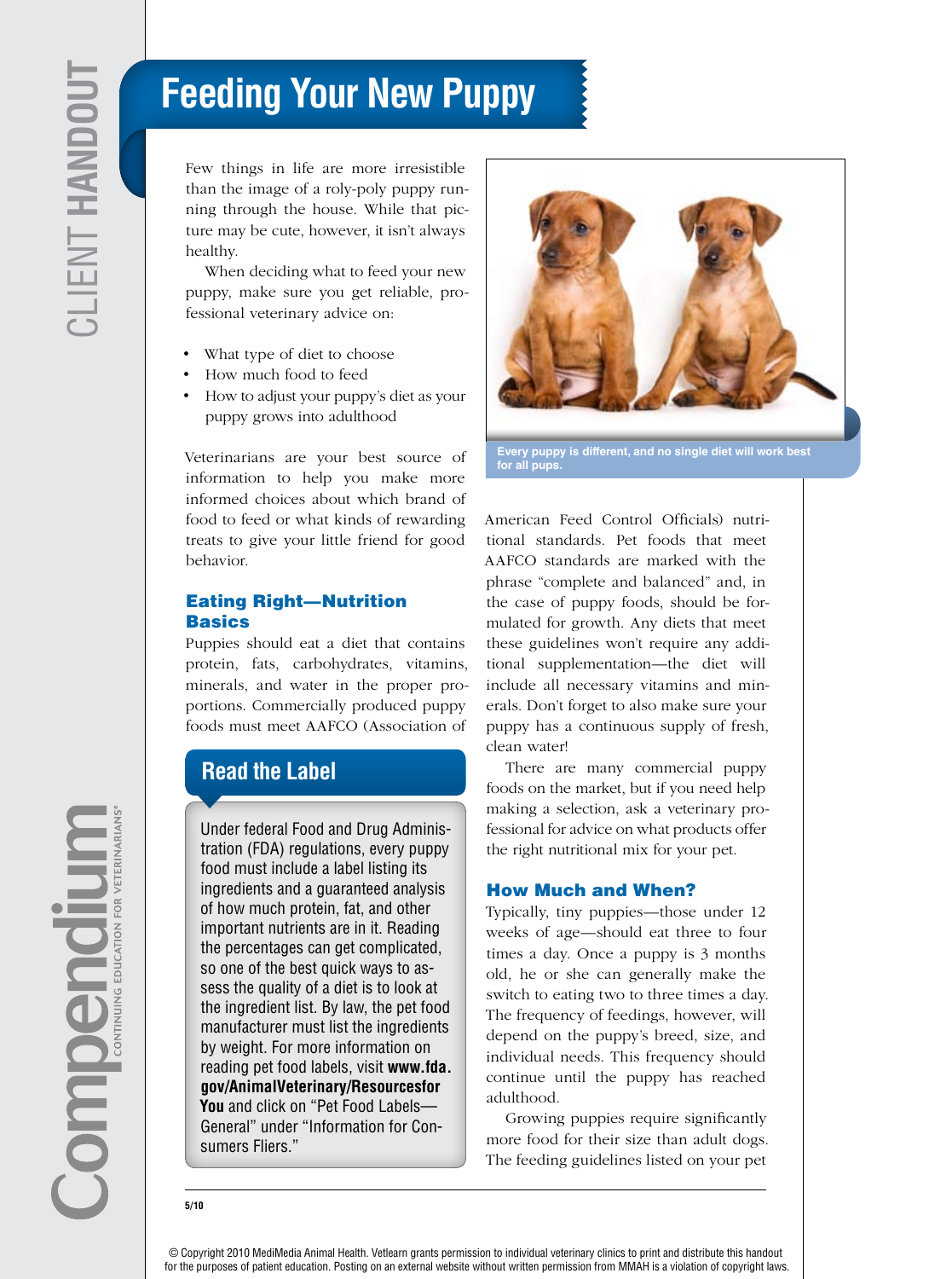# Feeding Your New Puppy

Few things in life are more irresistible than the image of a roly-poly puppy running through the house. While that picture may be cute, however, it isn't always healthy.

When deciding what to feed your new puppy, make sure you get reliable, professional veterinary advice on:

- What type of diet to choose
- How much food to feed
- How to adjust your puppy's diet as your puppy grows into adulthood

Veterinarians are your best source of information to help you make more informed choices about which brand of food to feed or what kinds of rewarding treats to give your little friend for good behavior.

Every puppy is different, and no single diet will work best for all pups.

## Eating Right—Nutrition Basics

Puppies should eat a diet that contains protein, fats, carbohydrates, vitamins, minerals, and water in the proper proportions. Commercially produced puppy foods must meet AAFCO (Association of American Feed Control Officials) nutritional standards. Pet foods that meet AAFCO standards are marked with the phrase "complete and balanced" and, in the case of puppy foods, should be formulated for growth. Any diets that meet these guidelines won't require any additional supplementation—the diet will include all necessary vitamins and minerals. Don't forget to also make sure your puppy has a continuous supply of fresh, clean water!

There are many commercial puppy foods on the market, but if you need help making a selection, ask a veterinary professional for advice on what products offer the right nutritional mix for your pet.

## Read the Label

Under federal Food and Drug Administration (FDA) regulations, every puppy food must include a label listing its ingredients and a guaranteed analysis of how much protein, fat, and other important nutrients are in it. Reading the percentages can get complicated, so one of the best quick ways to assess the quality of a diet is to look at the ingredient list. By law, the pet food manufacturer must list the ingredients by weight. For more information on reading pet food labels, visit **www.fda.gov/AnimalVeterinary/ResourcesforYou** and click on "Pet Food Labels—General" under "Information for Consumers Fliers."

## How Much and When?

Typically, tiny puppies—those under 12 weeks of age—should eat three to four times a day. Once a puppy is 3 months old, he or she can generally make the switch to eating two to three times a day. The frequency of feedings, however, will depend on the puppy's breed, size, and individual needs. This frequency should continue until the puppy has reached adulthood.

Growing puppies require significantly more food for their size than adult dogs. The feeding guidelines listed on your pet

5/10

© Copyright 2010 MediMedia Animal Health. Vetlearn grants permission to individual veterinary clinics to print and distribute this handout for the purposes of patient education. Posting on an external website without written permission from MMAH is a violation of copyright laws.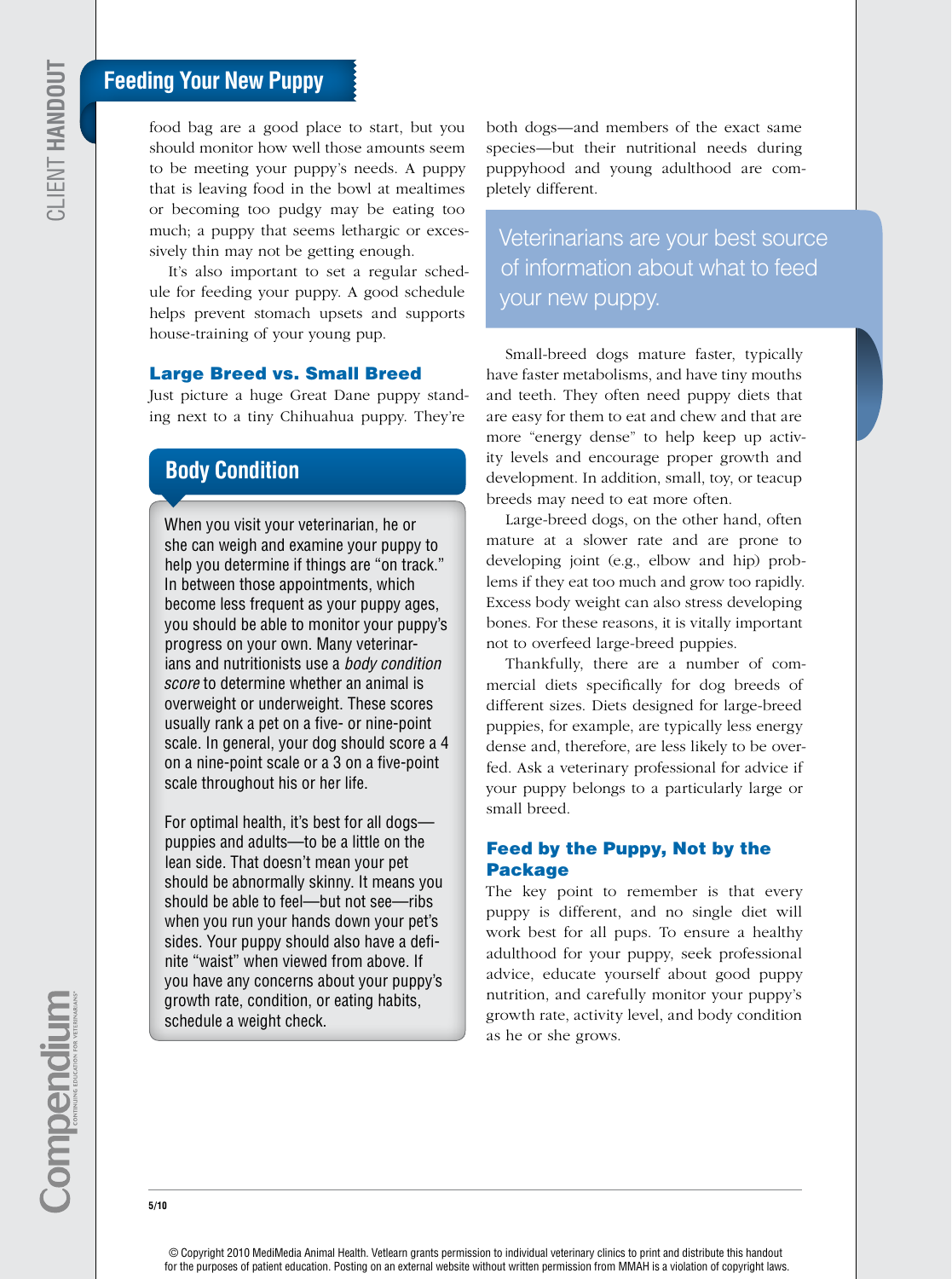food bag are a good place to start, but you should monitor how well those amounts seem to be meeting your puppy's needs. A puppy that is leaving food in the bowl at mealtimes or becoming too pudgy may be eating too much; a puppy that seems lethargic or excessively thin may not be getting enough.

It's also important to set a regular schedule for feeding your puppy. A good schedule helps prevent stomach upsets and supports house-training of your young pup.

### Large Breed vs. Small Breed

Just picture a huge Great Dane puppy standing next to a tiny Chihuahua puppy. They're both dogs—and members of the exact same species—but their nutritional needs during puppyhood and young adulthood are completely different.

> Veterinarians are your best source of information about what to feed your new puppy.

Small-breed dogs mature faster, typically have faster metabolisms, and have tiny mouths and teeth. They often need puppy diets that are easy for them to eat and chew and that are more "energy dense" to help keep up activity levels and encourage proper growth and development. In addition, small, toy, or teacup breeds may need to eat more often.

Large-breed dogs, on the other hand, often mature at a slower rate and are prone to developing joint (e.g., elbow and hip) problems if they eat too much and grow too rapidly. Excess body weight can also stress developing bones. For these reasons, it is vitally important not to overfeed large-breed puppies.

Thankfully, there are a number of commercial diets specifically for dog breeds of different sizes. Diets designed for large-breed puppies, for example, are typically less energy dense and, therefore, are less likely to be overfed. Ask a veterinary professional for advice if your puppy belongs to a particularly large or small breed.

### Feed by the Puppy, Not by the Package

The key point to remember is that every puppy is different, and no single diet will work best for all pups. To ensure a healthy adulthood for your puppy, seek professional advice, educate yourself about good puppy nutrition, and carefully monitor your puppy's growth rate, activity level, and body condition as he or she grows.

## Body Condition

When you visit your veterinarian, he or she can weigh and examine your puppy to help you determine if things are "on track." In between those appointments, which become less frequent as your puppy ages, you should be able to monitor your puppy's progress on your own. Many veterinarians and nutritionists use a *body condition score* to determine whether an animal is overweight or underweight. These scores usually rank a pet on a five- or nine-point scale. In general, your dog should score a 4 on a nine-point scale or a 3 on a five-point scale throughout his or her life.

For optimal health, it's best for all dogs—puppies and adults—to be a little on the lean side. That doesn't mean your pet should be abnormally skinny. It means you should be able to feel—but not see—ribs when you run your hands down your pet's sides. Your puppy should also have a definite "waist" when viewed from above. If you have any concerns about your puppy's growth rate, condition, or eating habits, schedule a weight check.

© Copyright 2010 MediMedia Animal Health. Vetlearn grants permission to individual veterinary clinics to print and distribute this handout for the purposes of patient education. Posting on an external website without written permission from MMAH is a violation of copyright laws.